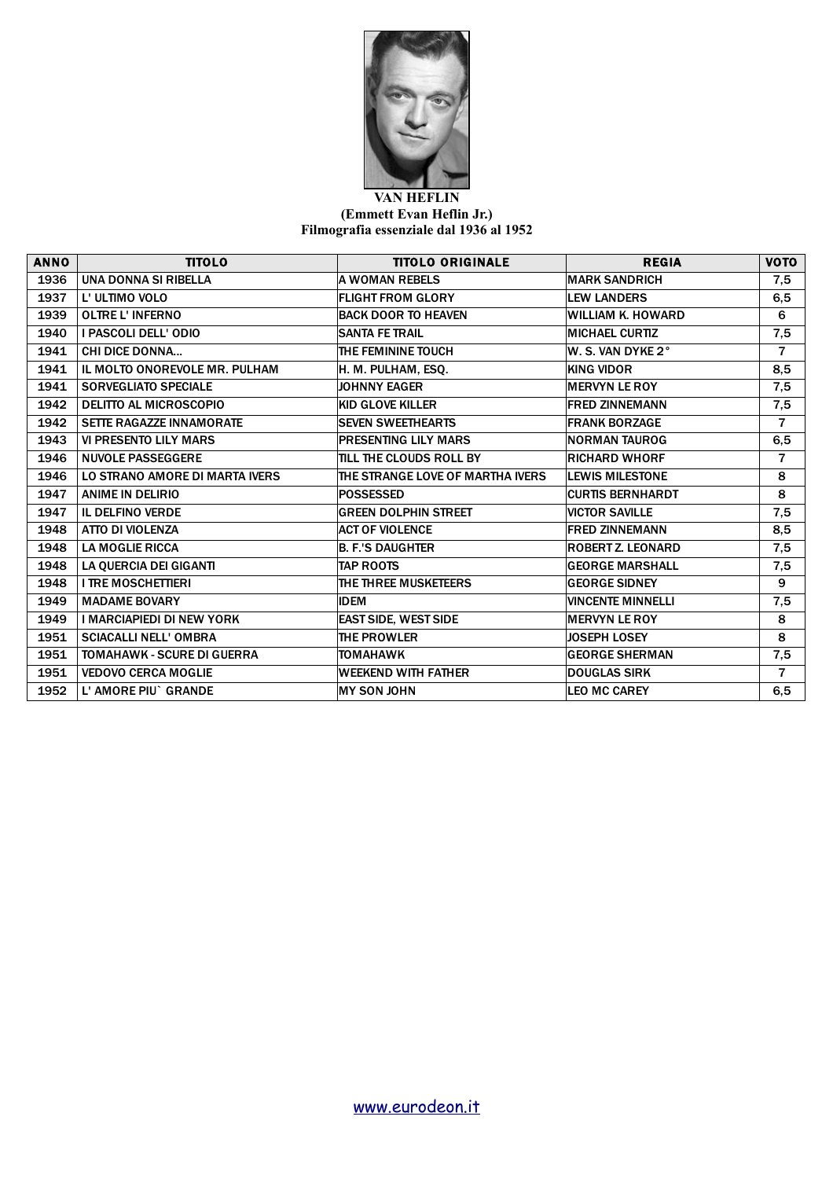**VAN HEFLIN**
**(Emmett Evan Heflin Jr.)**
**Filmografia essenziale dal 1936 al 1952**

| ANNO | TITOLO | TITOLO ORIGINALE | REGIA | VOTO |
|---|---|---|---|---|
| 1936 | UNA DONNA SI RIBELLA | A WOMAN REBELS | MARK SANDRICH | 7,5 |
| 1937 | L' ULTIMO VOLO | FLIGHT FROM GLORY | LEW LANDERS | 6,5 |
| 1939 | OLTRE L' INFERNO | BACK DOOR TO HEAVEN | WILLIAM K. HOWARD | 6 |
| 1940 | I PASCOLI DELL' ODIO | SANTA FE TRAIL | MICHAEL CURTIZ | 7,5 |
| 1941 | CHI DICE DONNA... | THE FEMININE TOUCH | W. S. VAN DYKE 2° | 7 |
| 1941 | IL MOLTO ONOREVOLE MR. PULHAM | H. M. PULHAM, ESQ. | KING VIDOR | 8,5 |
| 1941 | SORVEGLIATO SPECIALE | JOHNNY EAGER | MERVYN LE ROY | 7,5 |
| 1942 | DELITTO AL MICROSCOPIO | KID GLOVE KILLER | FRED ZINNEMANN | 7,5 |
| 1942 | SETTE RAGAZZE INNAMORATE | SEVEN SWEETHEARTS | FRANK BORZAGE | 7 |
| 1943 | VI PRESENTO LILY MARS | PRESENTING LILY MARS | NORMAN TAUROG | 6,5 |
| 1946 | NUVOLE PASSEGGERE | TILL THE CLOUDS ROLL BY | RICHARD WHORF | 7 |
| 1946 | LO STRANO AMORE DI MARTA IVERS | THE STRANGE LOVE OF MARTHA IVERS | LEWIS MILESTONE | 8 |
| 1947 | ANIME IN DELIRIO | POSSESSED | CURTIS BERNHARDT | 8 |
| 1947 | IL DELFINO VERDE | GREEN DOLPHIN STREET | VICTOR SAVILLE | 7,5 |
| 1948 | ATTO DI VIOLENZA | ACT OF VIOLENCE | FRED ZINNEMANN | 8,5 |
| 1948 | LA MOGLIE RICCA | B. F.'S DAUGHTER | ROBERT Z. LEONARD | 7,5 |
| 1948 | LA QUERCIA DEI GIGANTI | TAP ROOTS | GEORGE MARSHALL | 7,5 |
| 1948 | I TRE MOSCHETTIERI | THE THREE MUSKETEERS | GEORGE SIDNEY | 9 |
| 1949 | MADAME BOVARY | IDEM | VINCENTE MINNELLI | 7,5 |
| 1949 | I MARCIAPIEDI DI NEW YORK | EAST SIDE, WEST SIDE | MERVYN LE ROY | 8 |
| 1951 | SCIACALLI NELL' OMBRA | THE PROWLER | JOSEPH LOSEY | 8 |
| 1951 | TOMAHAWK - SCURE DI GUERRA | TOMAHAWK | GEORGE SHERMAN | 7,5 |
| 1951 | VEDOVO CERCA MOGLIE | WEEKEND WITH FATHER | DOUGLAS SIRK | 7 |
| 1952 | L' AMORE PIU` GRANDE | MY SON JOHN | LEO MC CAREY | 6,5 |

www.eurodeon.it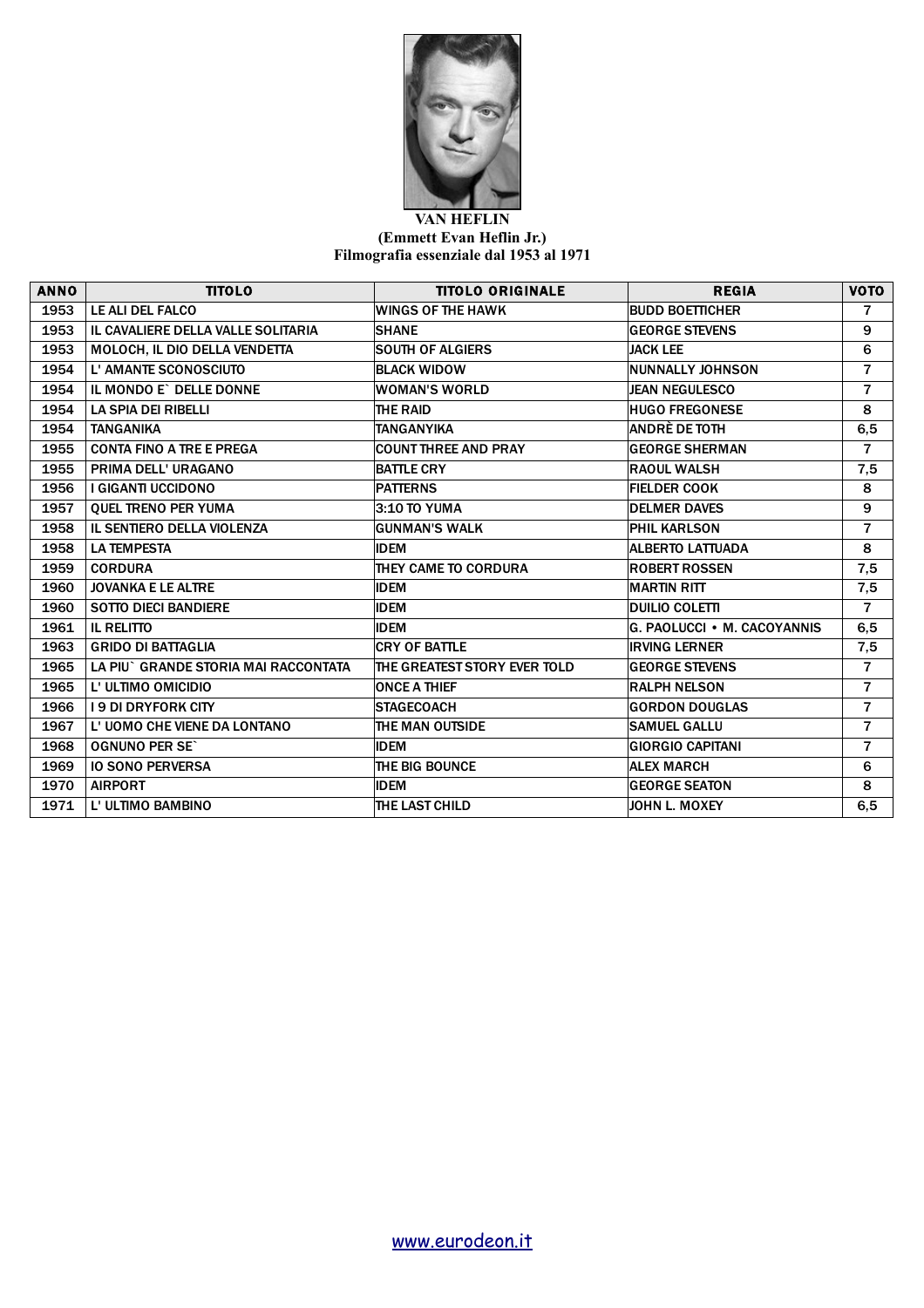**VAN HEFLIN**
**(Emmett Evan Heflin Jr.)**
**Filmografia essenziale dal 1953 al 1971**

| ANNO | TITOLO | TITOLO ORIGINALE | REGIA | VOTO |
|---|---|---|---|---|
| 1953 | LE ALI DEL FALCO | WINGS OF THE HAWK | BUDD BOETTICHER | 7 |
| 1953 | IL CAVALIERE DELLA VALLE SOLITARIA | SHANE | GEORGE STEVENS | 9 |
| 1953 | MOLOCH, IL DIO DELLA VENDETTA | SOUTH OF ALGIERS | JACK LEE | 6 |
| 1954 | L' AMANTE SCONOSCIUTO | BLACK WIDOW | NUNNALLY JOHNSON | 7 |
| 1954 | IL MONDO E` DELLE DONNE | WOMAN'S WORLD | JEAN NEGULESCO | 7 |
| 1954 | LA SPIA DEI RIBELLI | THE RAID | HUGO FREGONESE | 8 |
| 1954 | TANGANIKA | TANGANYIKA | ANDRÈ DE TOTH | 6,5 |
| 1955 | CONTA FINO A TRE E PREGA | COUNT THREE AND PRAY | GEORGE SHERMAN | 7 |
| 1955 | PRIMA DELL' URAGANO | BATTLE CRY | RAOUL WALSH | 7,5 |
| 1956 | I GIGANTI UCCIDONO | PATTERNS | FIELDER COOK | 8 |
| 1957 | QUEL TRENO PER YUMA | 3:10 TO YUMA | DELMER DAVES | 9 |
| 1958 | IL SENTIERO DELLA VIOLENZA | GUNMAN'S WALK | PHIL KARLSON | 7 |
| 1958 | LA TEMPESTA | IDEM | ALBERTO LATTUADA | 8 |
| 1959 | CORDURA | THEY CAME TO CORDURA | ROBERT ROSSEN | 7,5 |
| 1960 | JOVANKA E LE ALTRE | IDEM | MARTIN RITT | 7,5 |
| 1960 | SOTTO DIECI BANDIERE | IDEM | DUILIO COLETTI | 7 |
| 1961 | IL RELITTO | IDEM | G. PAOLUCCI • M. CACOYANNIS | 6,5 |
| 1963 | GRIDO DI BATTAGLIA | CRY OF BATTLE | IRVING LERNER | 7,5 |
| 1965 | LA PIU` GRANDE STORIA MAI RACCONTATA | THE GREATEST STORY EVER TOLD | GEORGE STEVENS | 7 |
| 1965 | L' ULTIMO OMICIDIO | ONCE A THIEF | RALPH NELSON | 7 |
| 1966 | I 9 DI DRYFORK CITY | STAGECOACH | GORDON DOUGLAS | 7 |
| 1967 | L' UOMO CHE VIENE DA LONTANO | THE MAN OUTSIDE | SAMUEL GALLU | 7 |
| 1968 | OGNUNO PER SE` | IDEM | GIORGIO CAPITANI | 7 |
| 1969 | IO SONO PERVERSA | THE BIG BOUNCE | ALEX MARCH | 6 |
| 1970 | AIRPORT | IDEM | GEORGE SEATON | 8 |
| 1971 | L' ULTIMO BAMBINO | THE LAST CHILD | JOHN L. MOXEY | 6,5 |

www.eurodeon.it